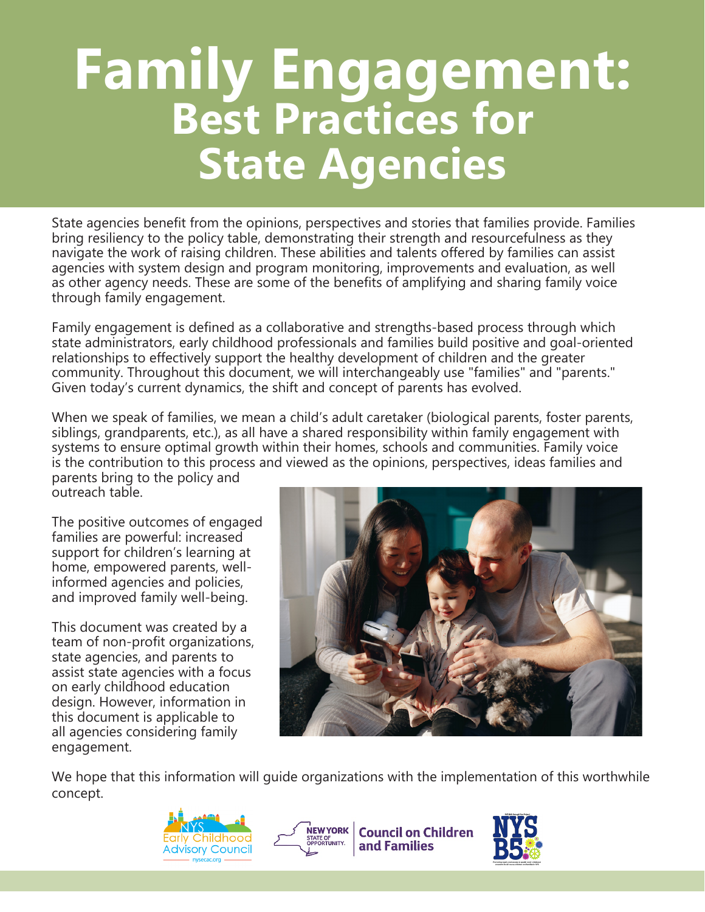# Family Engagement:
## Best Practices for State Agencies

State agencies benefit from the opinions, perspectives and stories that families provide. Families bring resiliency to the policy table, demonstrating their strength and resourcefulness as they navigate the work of raising children. These abilities and talents offered by families can assist agencies with system design and program monitoring, improvements and evaluation, as well as other agency needs. These are some of the benefits of amplifying and sharing family voice through family engagement.

Family engagement is defined as a collaborative and strengths-based process through which state administrators, early childhood professionals and families build positive and goal-oriented relationships to effectively support the healthy development of children and the greater community. Throughout this document, we will interchangeably use "families" and "parents." Given today's current dynamics, the shift and concept of parents has evolved.

When we speak of families, we mean a child's adult caretaker (biological parents, foster parents, siblings, grandparents, etc.), as all have a shared responsibility within family engagement with systems to ensure optimal growth within their homes, schools and communities. Family voice is the contribution to this process and viewed as the opinions, perspectives, ideas families and parents bring to the policy and outreach table.

The positive outcomes of engaged families are powerful: increased support for children's learning at home, empowered parents, well-informed agencies and policies, and improved family well-being.

This document was created by a team of non-profit organizations, state agencies, and parents to assist state agencies with a focus on early childhood education design. However, information in this document is applicable to all agencies considering family engagement.

We hope that this information will guide organizations with the implementation of this worthwhile concept.

NYS Early Childhood Advisory Council — nysecac.org

New York State of Opportunity. Council on Children and Families

NYS B5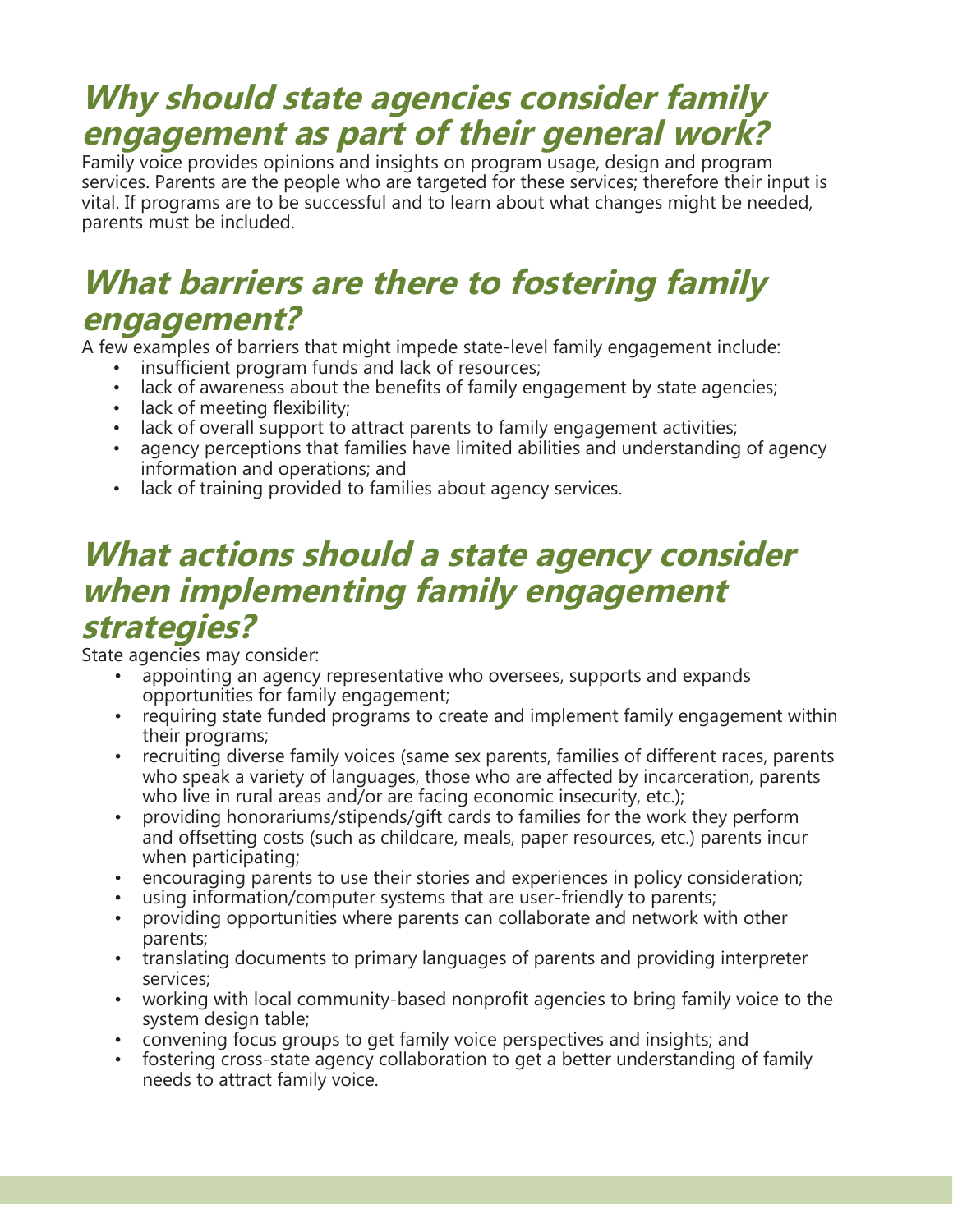## Why should state agencies consider family engagement as part of their general work?

Family voice provides opinions and insights on program usage, design and program services. Parents are the people who are targeted for these services; therefore their input is vital. If programs are to be successful and to learn about what changes might be needed, parents must be included.

## What barriers are there to fostering family engagement?

A few examples of barriers that might impede state-level family engagement include:

- insufficient program funds and lack of resources;
- lack of awareness about the benefits of family engagement by state agencies;
- lack of meeting flexibility;
- lack of overall support to attract parents to family engagement activities;
- agency perceptions that families have limited abilities and understanding of agency information and operations; and
- lack of training provided to families about agency services.

## What actions should a state agency consider when implementing family engagement strategies?

State agencies may consider:

- appointing an agency representative who oversees, supports and expands opportunities for family engagement;
- requiring state funded programs to create and implement family engagement within their programs;
- recruiting diverse family voices (same sex parents, families of different races, parents who speak a variety of languages, those who are affected by incarceration, parents who live in rural areas and/or are facing economic insecurity, etc.);
- providing honorariums/stipends/gift cards to families for the work they perform and offsetting costs (such as childcare, meals, paper resources, etc.) parents incur when participating;
- encouraging parents to use their stories and experiences in policy consideration;
- using information/computer systems that are user-friendly to parents;
- providing opportunities where parents can collaborate and network with other parents;
- translating documents to primary languages of parents and providing interpreter services;
- working with local community-based nonprofit agencies to bring family voice to the system design table;
- convening focus groups to get family voice perspectives and insights; and
- fostering cross-state agency collaboration to get a better understanding of family needs to attract family voice.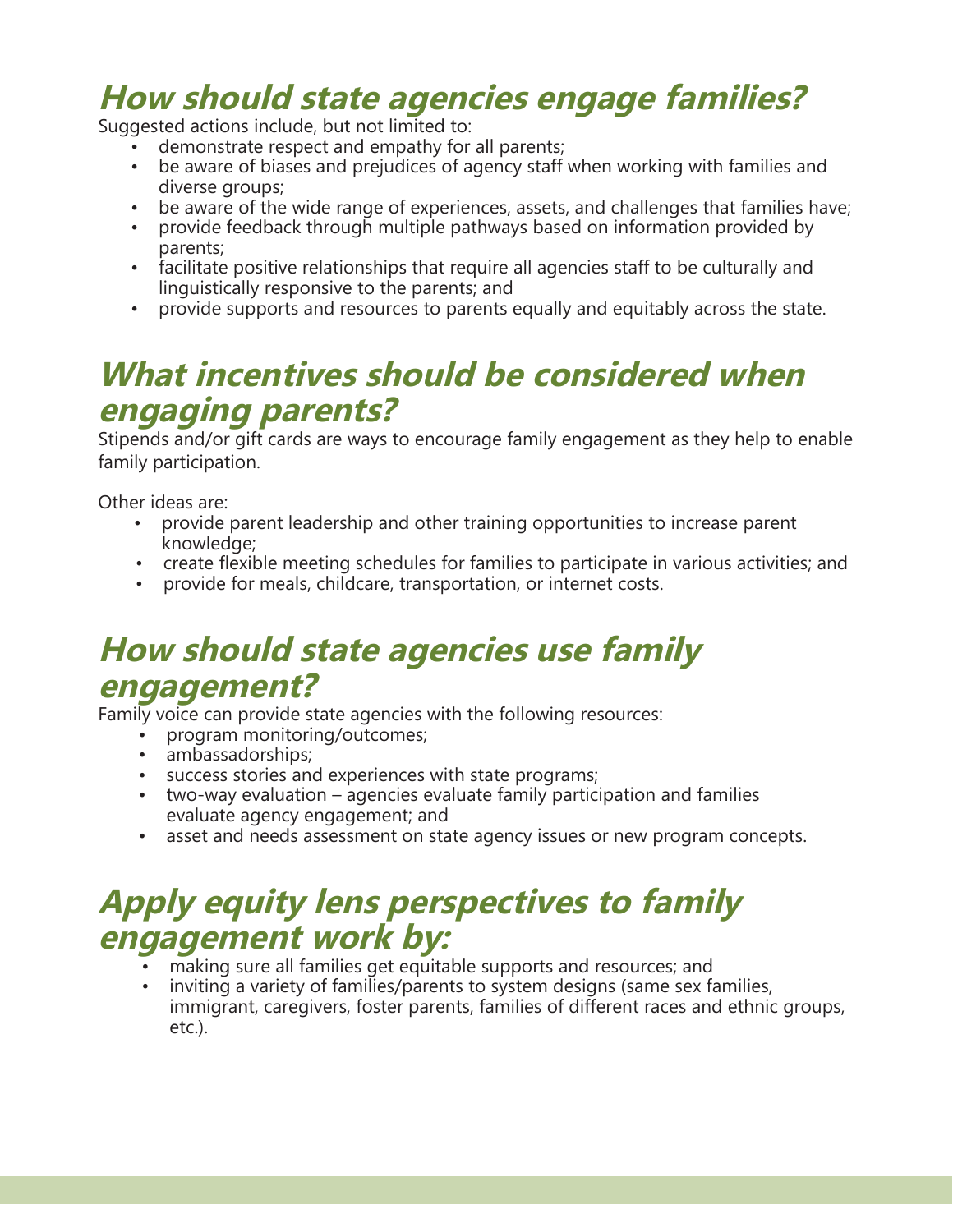## How should state agencies engage families?

Suggested actions include, but not limited to:

- demonstrate respect and empathy for all parents;
- be aware of biases and prejudices of agency staff when working with families and diverse groups;
- be aware of the wide range of experiences, assets, and challenges that families have;
- provide feedback through multiple pathways based on information provided by parents;
- facilitate positive relationships that require all agencies staff to be culturally and linguistically responsive to the parents; and
- provide supports and resources to parents equally and equitably across the state.

## What incentives should be considered when engaging parents?

Stipends and/or gift cards are ways to encourage family engagement as they help to enable family participation.

Other ideas are:

- provide parent leadership and other training opportunities to increase parent knowledge;
- create flexible meeting schedules for families to participate in various activities; and
- provide for meals, childcare, transportation, or internet costs.

## How should state agencies use family engagement?

Family voice can provide state agencies with the following resources:

- program monitoring/outcomes;
- ambassadorships;
- success stories and experiences with state programs;
- two-way evaluation – agencies evaluate family participation and families evaluate agency engagement; and
- asset and needs assessment on state agency issues or new program concepts.

## Apply equity lens perspectives to family engagement work by:

- making sure all families get equitable supports and resources; and
- inviting a variety of families/parents to system designs (same sex families, immigrant, caregivers, foster parents, families of different races and ethnic groups, etc.).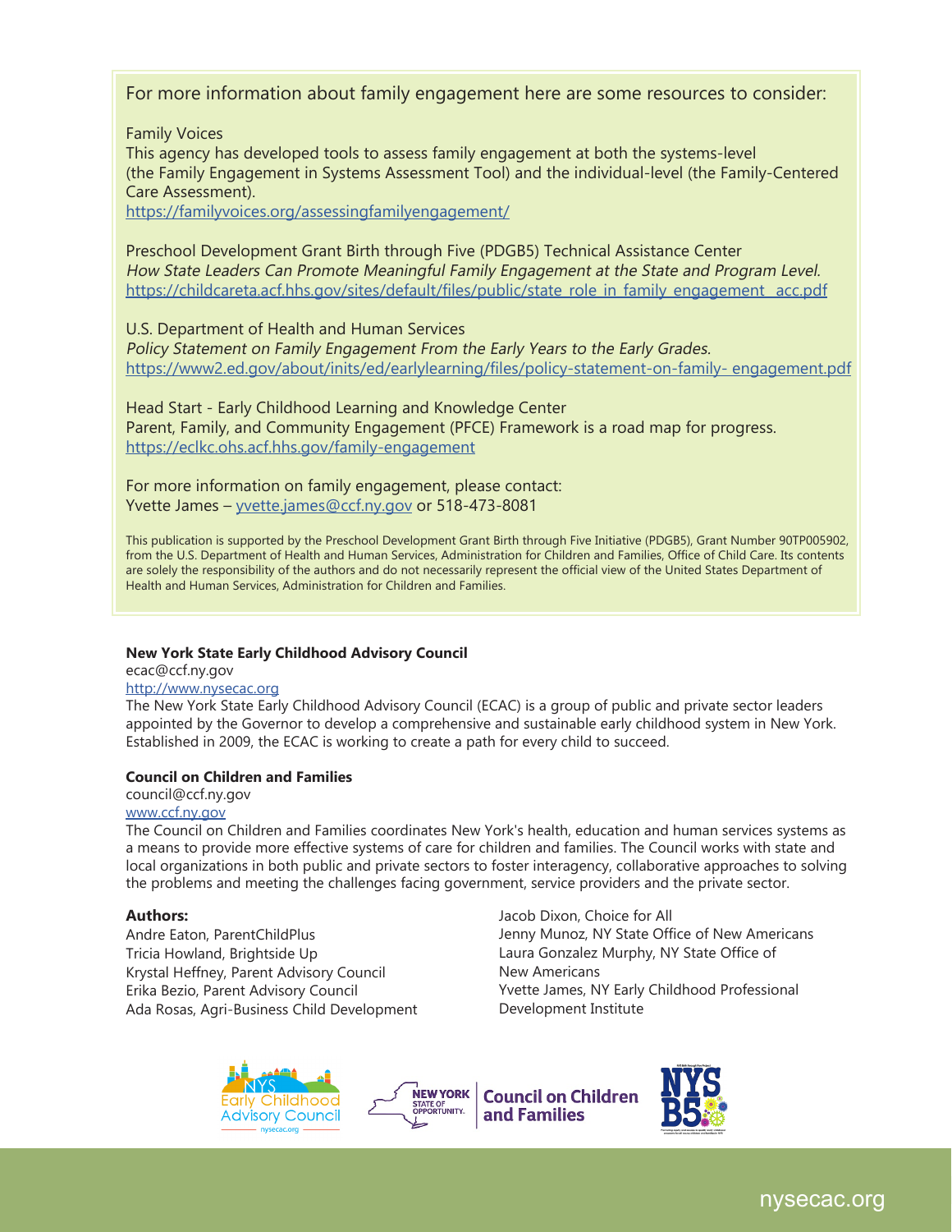For more information about family engagement here are some resources to consider:

Family Voices
This agency has developed tools to assess family engagement at both the systems-level (the Family Engagement in Systems Assessment Tool) and the individual-level (the Family-Centered Care Assessment).
https://familyvoices.org/assessingfamilyengagement/

Preschool Development Grant Birth through Five (PDGB5) Technical Assistance Center
*How State Leaders Can Promote Meaningful Family Engagement at the State and Program Level.*
https://childcareta.acf.hhs.gov/sites/default/files/public/state_role_in_family_engagement__acc.pdf

U.S. Department of Health and Human Services
*Policy Statement on Family Engagement From the Early Years to the Early Grades.*
https://www2.ed.gov/about/inits/ed/earlylearning/files/policy-statement-on-family- engagement.pdf

Head Start - Early Childhood Learning and Knowledge Center
Parent, Family, and Community Engagement (PFCE) Framework is a road map for progress.
https://eclkc.ohs.acf.hhs.gov/family-engagement

For more information on family engagement, please contact:
Yvette James – yvette.james@ccf.ny.gov or 518-473-8081

This publication is supported by the Preschool Development Grant Birth through Five Initiative (PDGB5), Grant Number 90TP005902, from the U.S. Department of Health and Human Services, Administration for Children and Families, Office of Child Care. Its contents are solely the responsibility of the authors and do not necessarily represent the official view of the United States Department of Health and Human Services, Administration for Children and Families.

**New York State Early Childhood Advisory Council**
ecac@ccf.ny.gov
http://www.nysecac.org
The New York State Early Childhood Advisory Council (ECAC) is a group of public and private sector leaders appointed by the Governor to develop a comprehensive and sustainable early childhood system in New York. Established in 2009, the ECAC is working to create a path for every child to succeed.

**Council on Children and Families**
council@ccf.ny.gov
www.ccf.ny.gov
The Council on Children and Families coordinates New York's health, education and human services systems as a means to provide more effective systems of care for children and families. The Council works with state and local organizations in both public and private sectors to foster interagency, collaborative approaches to solving the problems and meeting the challenges facing government, service providers and the private sector.

**Authors:**
Andre Eaton, ParentChildPlus
Tricia Howland, Brightside Up
Krystal Heffney, Parent Advisory Council
Erika Bezio, Parent Advisory Council
Ada Rosas, Agri-Business Child Development
Jacob Dixon, Choice for All
Jenny Munoz, NY State Office of New Americans
Laura Gonzalez Murphy, NY State Office of New Americans
Yvette James, NY Early Childhood Professional Development Institute

nysecac.org